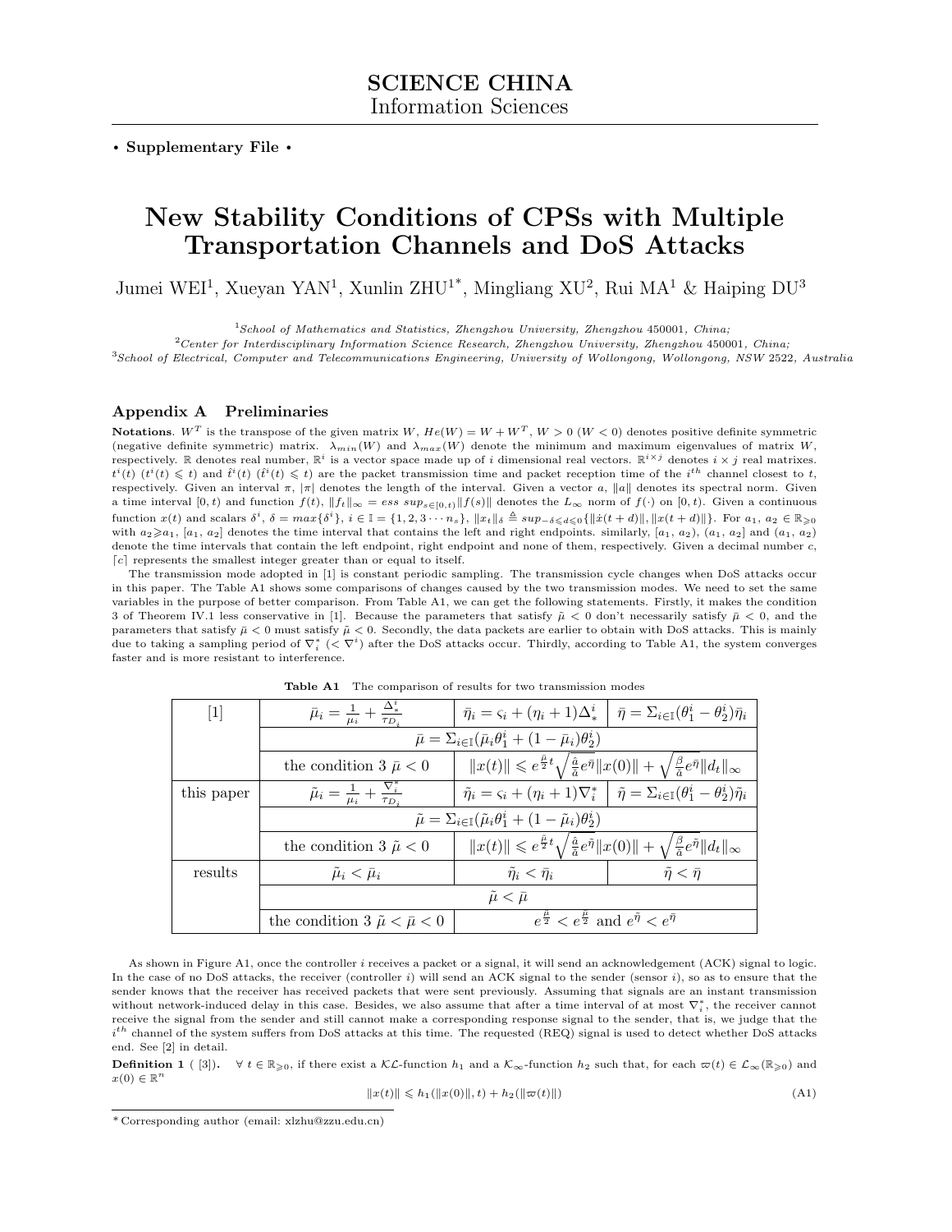**SCIENCE CHINA**
Information Sciences

**• Supplementary File •**

# New Stability Conditions of CPSs with Multiple Transportation Channels and DoS Attacks

Jumei WEI[1], Xueyan YAN[1], Xunlin ZHU[1*], Mingliang XU[2], Rui MA[1] & Haiping DU[3]

[1]*School of Mathematics and Statistics, Zhengzhou University, Zhengzhou 450001, China;*
[2]*Center for Interdisciplinary Information Science Research, Zhengzhou University, Zhengzhou 450001, China;*
[3]*School of Electrical, Computer and Telecommunications Engineering, University of Wollongong, Wollongong, NSW 2522, Australia*

## Appendix A Preliminaries

**Notations**. $W^T$ is the transpose of the given matrix $W$, $He(W) = W + W^T$, $W > 0$ ($W < 0$) denotes positive definite symmetric (negative definite symmetric) matrix. $\lambda_{min}(W)$ and $\lambda_{max}(W)$ denote the minimum and maximum eigenvalues of matrix $W$, respectively. $\mathbb{R}$ denotes real number, $\mathbb{R}^i$ is a vector space made up of $i$ dimensional real vectors. $\mathbb{R}^{i\times j}$ denotes $i \times j$ real matrixes. $t^i(t)$ ($t^i(t) \leqslant t$) and $\hat{t}^i(t)$ ($\hat{t}^i(t) \leqslant t$) are the packet transmission time and packet reception time of the $i^{th}$ channel closest to $t$, respectively. Given an interval $\pi$, $|\pi|$ denotes the length of the interval. Given a vector $a$, $\|a\|$ denotes its spectral norm. Given a time interval $[0, t)$ and function $f(t)$, $\|f_t\|_\infty = ess\ sup_{s\in[0,t)}\|f(s)\|$ denotes the $L_\infty$ norm of $f(\cdot)$ on $[0, t)$. Given a continuous function $x(t)$ and scalars $\delta^i$, $\delta = max\{\delta^i\}$, $i \in \mathbb{I} = \{1, 2, 3 \cdots n_s\}$, $\|x_t\|_\delta \triangleq sup_{-\delta\leqslant d\leqslant 0}\{\|\dot{x}(t + d)\|, \|x(t + d)\|\}$. For $a_1$, $a_2 \in \mathbb{R}_{\geqslant 0}$ with $a_2 \geqslant a_1$, $[a_1, a_2]$ denotes the time interval that contains the left and right endpoints. similarly, $[a_1, a_2)$, $(a_1, a_2]$ and $(a_1, a_2)$ denote the time intervals that contain the left endpoint, right endpoint and none of them, respectively. Given a decimal number $c$, $\lceil c\rceil$ represents the smallest integer greater than or equal to itself.

The transmission mode adopted in [1] is constant periodic sampling. The transmission cycle changes when DoS attacks occur in this paper. The Table A1 shows some comparisons of changes caused by the two transmission modes. We need to set the same variables in the purpose of better comparison. From Table A1, we can get the following statements. Firstly, it makes the condition 3 of Theorem IV.1 less conservative in [1]. Because the parameters that satisfy $\tilde{\mu} < 0$ don't necessarily satisfy $\bar{\mu} < 0$, and the parameters that satisfy $\bar{\mu} < 0$ must satisfy $\tilde{\mu} < 0$. Secondly, the data packets are earlier to obtain with DoS attacks. This is mainly due to taking a sampling period of $\nabla_i^*$ ($< \nabla^i$) after the DoS attacks occur. Thirdly, according to Table A1, the system converges faster and is more resistant to interference.

**Table A1** The comparison of results for two transmission modes

| | | | |
|---|---|---|---|
| [1] | $\bar{\mu}_i = \frac{1}{\mu_i} + \frac{\Delta^i_*}{\tau_{D_i}}$ | $\bar{\eta}_i = \varsigma_i + (\eta_i + 1)\Delta^i_*$ | $\bar{\eta} = \Sigma_{i\in\mathbb{I}}(\theta_1^i - \theta_2^i)\bar{\eta}_i$ |
| | $\bar{\mu} = \Sigma_{i\in\mathbb{I}}(\bar{\mu}_i\theta_1^i + (1 - \bar{\mu}_i)\theta_2^i)$ | | |
| | the condition 3 $\bar{\mu} < 0$ | $\|x(t)\| \leqslant e^{\frac{\bar{\mu}}{2}t}\sqrt{\frac{\hat{\alpha}}{\bar{a}}e^{\bar{\eta}}}\|x(0)\| + \sqrt{\frac{\beta}{\bar{a}}e^{\bar{\eta}}}\|d_t\|_\infty$ | |
| this paper | $\tilde{\mu}_i = \frac{1}{\mu_i} + \frac{\nabla_i^*}{\tau_{D_i}}$ | $\tilde{\eta}_i = \varsigma_i + (\eta_i + 1)\nabla_i^*$ | $\tilde{\eta} = \Sigma_{i\in\mathbb{I}}(\theta_1^i - \theta_2^i)\tilde{\eta}_i$ |
| | $\tilde{\mu} = \Sigma_{i\in\mathbb{I}}(\tilde{\mu}_i\theta_1^i + (1 - \tilde{\mu}_i)\theta_2^i)$ | | |
| | the condition 3 $\tilde{\mu} < 0$ | $\|x(t)\| \leqslant e^{\frac{\tilde{\mu}}{2}t}\sqrt{\frac{\hat{\alpha}}{\bar{a}}e^{\tilde{\eta}}}\|x(0)\| + \sqrt{\frac{\beta}{\bar{a}}e^{\tilde{\eta}}}\|d_t\|_\infty$ | |
| results | $\tilde{\mu}_i < \bar{\mu}_i$ | $\tilde{\eta}_i < \bar{\eta}_i$ | $\tilde{\eta} < \bar{\eta}$ |
| | $\tilde{\mu} < \bar{\mu}$ | | |
| | the condition 3 $\tilde{\mu} < \bar{\mu} < 0$ | $e^{\frac{\tilde{\mu}}{2}} < e^{\frac{\bar{\mu}}{2}}$ and $e^{\tilde{\eta}} < e^{\bar{\eta}}$ | |

As shown in Figure A1, once the controller $i$ receives a packet or a signal, it will send an acknowledgement (ACK) signal to logic. In the case of no DoS attacks, the receiver (controller $i$) will send an ACK signal to the sender (sensor $i$), so as to ensure that the sender knows that the receiver has received packets that were sent previously. Assuming that signals are an instant transmission without network-induced delay in this case. Besides, we also assume that after a time interval of at most $\nabla_i^*$, the receiver cannot receive the signal from the sender and still cannot make a corresponding response signal to the sender, that is, we judge that the $i^{th}$ channel of the system suffers from DoS attacks at this time. The requested (REQ) signal is used to detect whether DoS attacks end. See [2] in detail.

**Definition 1** ( [3]). $\forall\ t \in \mathbb{R}_{\geqslant 0}$, if there exist a $\mathcal{KL}$-function $h_1$ and a $\mathcal{K}_\infty$-function $h_2$ such that, for each $\varpi(t) \in \mathcal{L}_\infty(\mathbb{R}_{\geqslant 0})$ and $x(0) \in \mathbb{R}^n$

$$\|x(t)\| \leqslant h_1(\|x(0)\|, t) + h_2(\|\varpi(t)\|) \tag{A1}$$

* Corresponding author (email: xlzhu@zzu.edu.cn)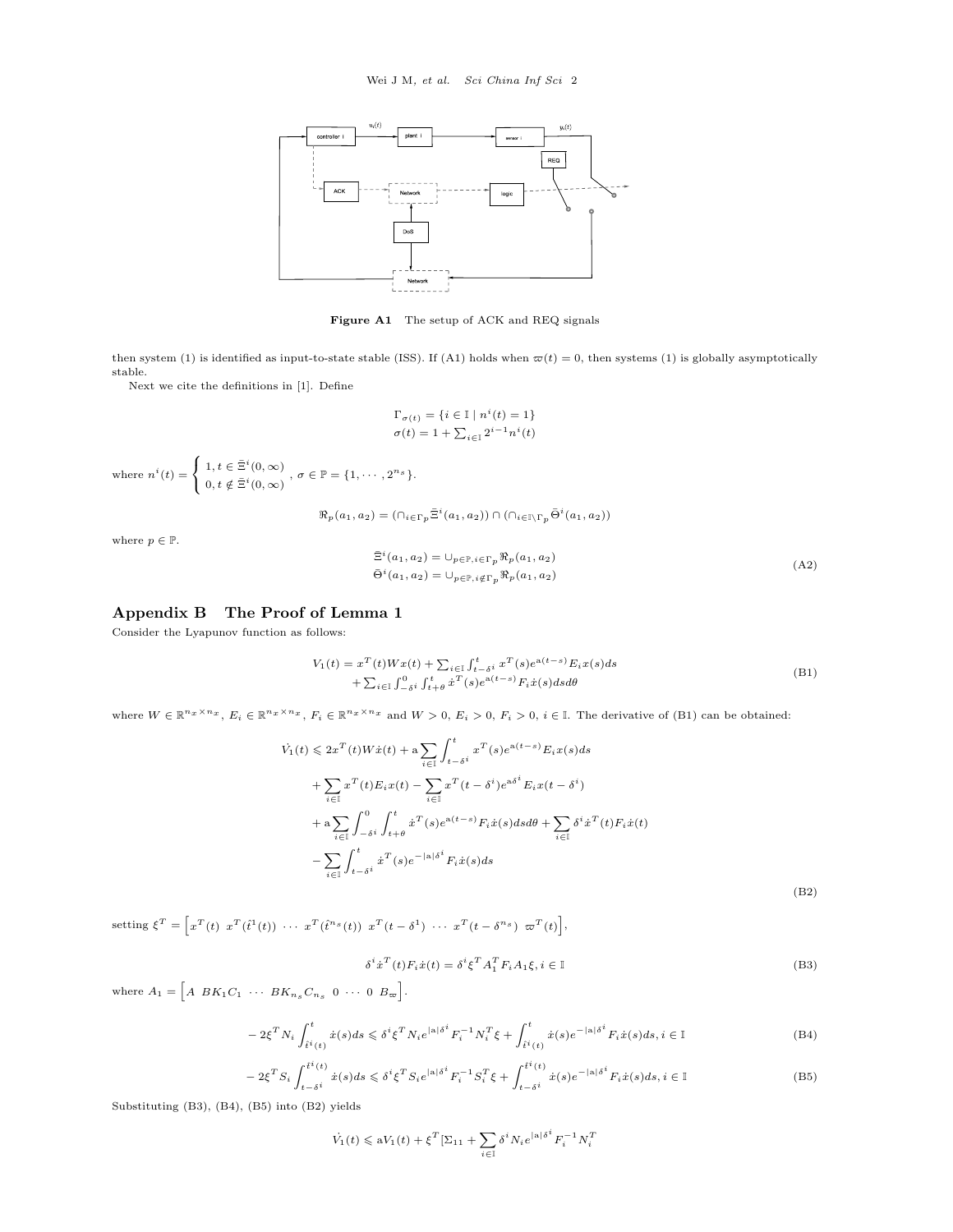**Figure A1** The setup of ACK and REQ signals

then system (1) is identified as input-to-state stable (ISS). If (A1) holds when $\varpi(t)=0$, then systems (1) is globally asymptotically stable.

Next we cite the definitions in [1]. Define

$$
\begin{aligned}
\Gamma_{\sigma(t)} &= \{i \in \mathbb{I} \mid n^i(t)=1\} \\
\sigma(t) &= 1+\textstyle\sum_{i\in\mathbb{I}} 2^{i-1} n^i(t)
\end{aligned}
$$

where $n^i(t)=\begin{cases}1, t\in \bar{\Xi}^i(0,\infty)\\ 0, t\notin \bar{\Xi}^i(0,\infty)\end{cases}$, $\sigma\in\mathbb{P}=\{1,\cdots,2^{n_s}\}$.

$$
\Re_p(a_1,a_2)=(\cap_{i\in\Gamma_p}\bar{\Xi}^i(a_1,a_2))\cap(\cap_{i\in\mathbb{I}\setminus\Gamma_p}\bar{\Theta}^i(a_1,a_2))
$$

where $p\in\mathbb{P}$.

$$
\begin{aligned}
\bar{\Xi}^i(a_1,a_2) &= \cup_{p\in\mathbb{P},i\in\Gamma_p}\Re_p(a_1,a_2)\\
\bar{\Theta}^i(a_1,a_2) &= \cup_{p\in\mathbb{P},i\notin\Gamma_p}\Re_p(a_1,a_2)
\end{aligned}
\tag{A2}
$$

## Appendix B The Proof of Lemma 1

Consider the Lyapunov function as follows:

$$
\begin{aligned}
V_1(t) = x^T(t)Wx(t) &+ \textstyle\sum_{i\in\mathbb{I}}\int_{t-\delta^i}^{t} x^T(s)e^{\mathrm{a}(t-s)}E_i x(s)ds\\
&+\textstyle\sum_{i\in\mathbb{I}}\int_{-\delta^i}^{0}\int_{t+\theta}^{t}\dot{x}^T(s)e^{\mathrm{a}(t-s)}F_i\dot{x}(s)dsd\theta
\end{aligned}
\tag{B1}
$$

where $W\in\mathbb{R}^{n_x\times n_x}$, $E_i\in\mathbb{R}^{n_x\times n_x}$, $F_i\in\mathbb{R}^{n_x\times n_x}$ and $W>0$, $E_i>0$, $F_i>0$, $i\in\mathbb{I}$. The derivative of (B1) can be obtained:

$$
\begin{aligned}
\dot{V}_1(t) \leqslant\ & 2x^T(t)W\dot{x}(t)+\mathrm{a}\sum_{i\in\mathbb{I}}\int_{t-\delta^i}^{t}x^T(s)e^{\mathrm{a}(t-s)}E_i x(s)ds\\
&+\sum_{i\in\mathbb{I}}x^T(t)E_i x(t)-\sum_{i\in\mathbb{I}}x^T(t-\delta^i)e^{\mathrm{a}\delta^i}E_i x(t-\delta^i)\\
&+\mathrm{a}\sum_{i\in\mathbb{I}}\int_{-\delta^i}^{0}\int_{t+\theta}^{t}\dot{x}^T(s)e^{\mathrm{a}(t-s)}F_i\dot{x}(s)dsd\theta+\sum_{i\in\mathbb{I}}\delta^i\dot{x}^T(t)F_i\dot{x}(t)\\
&-\sum_{i\in\mathbb{I}}\int_{t-\delta^i}^{t}\dot{x}^T(s)e^{-|\mathrm{a}|\delta^i}F_i\dot{x}(s)ds
\end{aligned}
\tag{B2}
$$

setting $\xi^T=\begin{bmatrix}x^T(t) & x^T(\hat{t}^1(t)) & \cdots & x^T(\hat{t}^{n_s}(t)) & x^T(t-\delta^1) & \cdots & x^T(t-\delta^{n_s}) & \varpi^T(t)\end{bmatrix}$,

$$
\delta^i\dot{x}^T(t)F_i\dot{x}(t)=\delta^i\xi^T A_1^T F_i A_1\xi,\ i\in\mathbb{I}
\tag{B3}
$$

where $A_1=\begin{bmatrix}A & BK_1C_1 & \cdots & BK_{n_s}C_{n_s} & 0 & \cdots & 0 & B_\varpi\end{bmatrix}$.

$$
-2\xi^T N_i\int_{\hat{t}^i(t)}^{t}\dot{x}(s)ds\leqslant\delta^i\xi^T N_i e^{|\mathrm{a}|\delta^i}F_i^{-1}N_i^T\xi+\int_{\hat{t}^i(t)}^{t}\dot{x}(s)e^{-|\mathrm{a}|\delta^i}F_i\dot{x}(s)ds,\ i\in\mathbb{I}
\tag{B4}
$$

$$
-2\xi^T S_i\int_{t-\delta^i}^{\hat{t}^i(t)}\dot{x}(s)ds\leqslant\delta^i\xi^T S_i e^{|\mathrm{a}|\delta^i}F_i^{-1}S_i^T\xi+\int_{t-\delta^i}^{\hat{t}^i(t)}\dot{x}(s)e^{-|\mathrm{a}|\delta^i}F_i\dot{x}(s)ds,\ i\in\mathbb{I}
\tag{B5}
$$

Substituting (B3), (B4), (B5) into (B2) yields

$$
\dot{V}_1(t)\leqslant \mathrm{a}V_1(t)+\xi^T[\Sigma_{11}+\sum_{i\in\mathbb{I}}\delta^i N_i e^{|\mathrm{a}|\delta^i}F_i^{-1}N_i^T
$$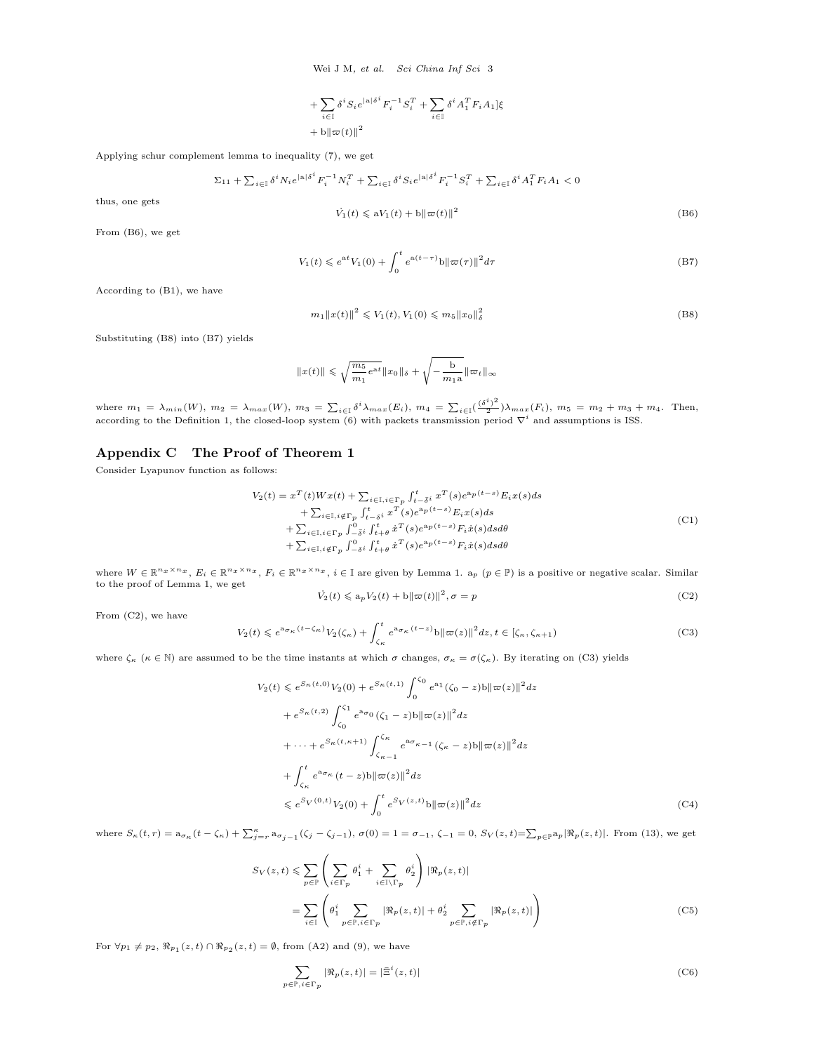$$+ \sum_{i\in\mathbb{I}} \delta^i S_i e^{|\mathrm{a}|\delta^i} F_i^{-1} S_i^T + \sum_{i\in\mathbb{I}} \delta^i A_1^T F_i A_1]\xi$$
$$+ \mathrm{b}\|\varpi(t)\|^2$$

Applying schur complement lemma to inequality (7), we get

$$\Sigma_{11} + \textstyle\sum_{i\in\mathbb{I}} \delta^i N_i e^{|\mathrm{a}|\delta^i} F_i^{-1} N_i^T + \sum_{i\in\mathbb{I}} \delta^i S_i e^{|\mathrm{a}|\delta^i} F_i^{-1} S_i^T + \sum_{i\in\mathbb{I}} \delta^i A_1^T F_i A_1 < 0$$

thus, one gets

$$\dot{V}_1(t) \leqslant \mathrm{a}V_1(t) + \mathrm{b}\|\varpi(t)\|^2 \tag{B6}$$

From (B6), we get

$$V_1(t) \leqslant e^{\mathrm{a}t} V_1(0) + \int_0^t e^{\mathrm{a}(t-\tau)} \mathrm{b}\|\varpi(\tau)\|^2 d\tau \tag{B7}$$

According to (B1), we have

$$m_1\|x(t)\|^2 \leqslant V_1(t), V_1(0) \leqslant m_5\|x_0\|_\delta^2 \tag{B8}$$

Substituting (B8) into (B7) yields

$$\|x(t)\| \leqslant \sqrt{\frac{m_5}{m_1} e^{\mathrm{a}t}} \|x_0\|_\delta + \sqrt{-\frac{\mathrm{b}}{m_1 \mathrm{a}}} \|\varpi_t\|_\infty$$

where $m_1 = \lambda_{min}(W)$, $m_2 = \lambda_{max}(W)$, $m_3 = \sum_{i\in\mathbb{I}} \delta^i \lambda_{max}(E_i)$, $m_4 = \sum_{i\in\mathbb{I}} (\frac{(\delta^i)^2}{2}) \lambda_{max}(F_i)$, $m_5 = m_2 + m_3 + m_4$. Then, according to the Definition 1, the closed-loop system (6) with packets transmission period $\nabla^i$ and assumptions is ISS.

## Appendix C The Proof of Theorem 1

Consider Lyapunov function as follows:

$$\begin{aligned}
V_2(t) = x^T(t)Wx(t) &+ \textstyle\sum_{i\in\mathbb{I}, i\in\Gamma_p} \int_{t-\delta^i}^t x^T(s) e^{\mathrm{a}_p(t-s)} E_i x(s) ds \\
&+ \textstyle\sum_{i\in\mathbb{I}, i\notin\Gamma_p} \int_{t-\delta^i}^t x^T(s) e^{\mathrm{a}_p(t-s)} E_i x(s) ds \\
&+ \textstyle\sum_{i\in\mathbb{I}, i\in\Gamma_p} \int_{-\delta^i}^0 \int_{t+\theta}^t \dot{x}^T(s) e^{\mathrm{a}_p(t-s)} F_i \dot{x}(s) ds d\theta \\
&+ \textstyle\sum_{i\in\mathbb{I}, i\notin\Gamma_p} \int_{-\delta^i}^0 \int_{t+\theta}^t \dot{x}^T(s) e^{\mathrm{a}_p(t-s)} F_i \dot{x}(s) ds d\theta
\end{aligned} \tag{C1}$$

where $W \in \mathbb{R}^{n_x\times n_x}$, $E_i \in \mathbb{R}^{n_x\times n_x}$, $F_i \in \mathbb{R}^{n_x\times n_x}$, $i \in \mathbb{I}$ are given by Lemma 1. $\mathrm{a}_p$ ($p \in \mathbb{P}$) is a positive or negative scalar. Similar to the proof of Lemma 1, we get

$$\dot{V}_2(t) \leqslant \mathrm{a}_p V_2(t) + \mathrm{b}\|\varpi(t)\|^2, \sigma = p \tag{C2}$$

From (C2), we have

$$V_2(t) \leqslant e^{\mathrm{a}_{\sigma_\kappa}(t-\zeta_\kappa)} V_2(\zeta_\kappa) + \int_{\zeta_\kappa}^t e^{\mathrm{a}_{\sigma_\kappa}(t-z)} \mathrm{b}\|\varpi(z)\|^2 dz, t \in [\zeta_\kappa, \zeta_{\kappa+1}) \tag{C3}$$

where $\zeta_\kappa$ ($\kappa \in \mathbb{N}$) are assumed to be the time instants at which $\sigma$ changes, $\sigma_\kappa = \sigma(\zeta_\kappa)$. By iterating on (C3) yields

$$\begin{aligned}
V_2(t) &\leqslant e^{S_\kappa(t,0)} V_2(0) + e^{S_\kappa(t,1)} \int_0^{\zeta_0} e^{\mathrm{a}_1}(\zeta_0 - z) \mathrm{b}\|\varpi(z)\|^2 dz \\
&+ e^{S_\kappa(t,2)} \int_{\zeta_0}^{\zeta_1} e^{\mathrm{a}_{\sigma_0}}(\zeta_1 - z) \mathrm{b}\|\varpi(z)\|^2 dz \\
&+ \cdots + e^{S_\kappa(t,\kappa+1)} \int_{\zeta_{\kappa-1}}^{\zeta_\kappa} e^{\mathrm{a}_{\sigma_{\kappa-1}}}(\zeta_\kappa - z) \mathrm{b}\|\varpi(z)\|^2 dz \\
&+ \int_{\zeta_\kappa}^t e^{\mathrm{a}_{\sigma_\kappa}}(t-z) \mathrm{b}\|\varpi(z)\|^2 dz \\
&\leqslant e^{S_V(0,t)} V_2(0) + \int_0^t e^{S_V(z,t)} \mathrm{b}\|\varpi(z)\|^2 dz
\end{aligned} \tag{C4}$$

where $S_\kappa(t,r) = \mathrm{a}_{\sigma_\kappa}(t-\zeta_\kappa) + \sum_{j=r}^\kappa \mathrm{a}_{\sigma_{j-1}}(\zeta_j - \zeta_{j-1})$, $\sigma(0) = 1 = \sigma_{-1}$, $\zeta_{-1} = 0$, $S_V(z,t) = \sum_{p\in\mathbb{P}} \mathrm{a}_p |\Re_p(z,t)|$. From (13), we get

$$\begin{aligned}
S_V(z,t) &\leqslant \sum_{p\in\mathbb{P}} \left( \sum_{i\in\Gamma_p} \theta_1^i + \sum_{i\in\mathbb{I}\setminus\Gamma_p} \theta_2^i \right) |\Re_p(z,t)| \\
&= \sum_{i\in\mathbb{I}} \left( \theta_1^i \sum_{p\in\mathbb{P}, i\in\Gamma_p} |\Re_p(z,t)| + \theta_2^i \sum_{p\in\mathbb{P}, i\notin\Gamma_p} |\Re_p(z,t)| \right)
\end{aligned} \tag{C5}$$

For $\forall p_1 \neq p_2$, $\Re_{p_1}(z,t) \cap \Re_{p_2}(z,t) = \emptyset$, from (A2) and (9), we have

$$\sum_{p\in\mathbb{P}, i\in\Gamma_p} |\Re_p(z,t)| = |\Xi^i(z,t)| \tag{C6}$$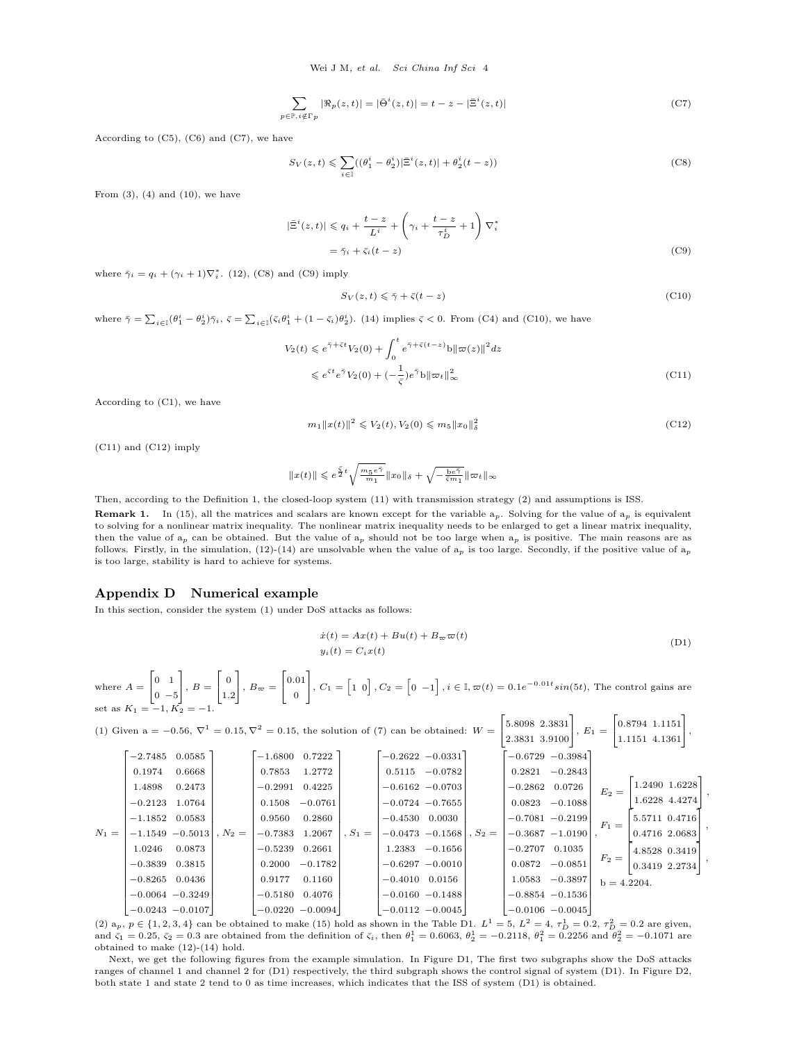$$\sum_{p\in\mathbb{P}, i\notin\Gamma_p} |\Re_p(z,t)| = |\bar{\Theta}^i(z,t)| = t - z - |\bar{\Xi}^i(z,t)| \tag{C7}$$

According to (C5), (C6) and (C7), we have

$$S_V(z,t) \leqslant \sum_{i\in\mathbb{I}}((\theta_1^i - \theta_2^i)|\bar{\Xi}^i(z,t)| + \theta_2^i(t-z)) \tag{C8}$$

From (3), (4) and (10), we have

$$\begin{aligned}|\bar{\Xi}^i(z,t)| &\leqslant q_i + \frac{t-z}{L^i} + \left(\gamma_i + \frac{t-z}{\tau_D^i} + 1\right)\nabla_i^* \\ &= \bar{\gamma}_i + \bar{\varsigma}_i(t-z)\end{aligned} \tag{C9}$$

where $\bar{\gamma}_i = q_i + (\gamma_i + 1)\nabla_i^*$. (12), (C8) and (C9) imply

$$S_V(z,t) \leqslant \bar{\gamma} + \bar{\varsigma}(t-z) \tag{C10}$$

where $\bar{\gamma} = \sum_{i\in\mathbb{I}}(\theta_1^i - \theta_2^i)\bar{\gamma}_i$, $\bar{\varsigma} = \sum_{i\in\mathbb{I}}(\bar{\varsigma}_i\theta_1^i + (1-\bar{\varsigma}_i)\theta_2^i)$. (14) implies $\bar{\varsigma} < 0$. From (C4) and (C10), we have

$$\begin{aligned}V_2(t) &\leqslant e^{\bar{\gamma}+\bar{\varsigma}t}V_2(0) + \int_0^t e^{\bar{\gamma}+\bar{\varsigma}(t-z)}\mathrm{b}\|\varpi(z)\|^2 dz \\ &\leqslant e^{\bar{\varsigma}t}e^{\bar{\gamma}}V_2(0) + (-\frac{1}{\bar{\varsigma}})e^{\bar{\gamma}}\mathrm{b}\|\varpi_t\|_\infty^2\end{aligned} \tag{C11}$$

According to (C1), we have

$$m_1\|x(t)\|^2 \leqslant V_2(t), V_2(0) \leqslant m_5\|x_0\|_\delta^2 \tag{C12}$$

(C11) and (C12) imply

$$\|x(t)\| \leqslant e^{\frac{\bar{\varsigma}}{2}t}\sqrt{\frac{m_5 e^{\bar{\gamma}}}{m_1}}\|x_0\|_\delta + \sqrt{-\frac{\mathrm{b}e^{\bar{\gamma}}}{\bar{\varsigma}m_1}}\|\varpi_t\|_\infty$$

Then, according to the Definition 1, the closed-loop system (11) with transmission strategy (2) and assumptions is ISS.

**Remark 1.** In (15), all the matrices and scalars are known except for the variable $\mathrm{a}_p$. Solving for the value of $\mathrm{a}_p$ is equivalent to solving for a nonlinear matrix inequality. The nonlinear matrix inequality needs to be enlarged to get a linear matrix inequality, then the value of $\mathrm{a}_p$ can be obtained. But the value of $\mathrm{a}_p$ should not be too large when $\mathrm{a}_p$ is positive. The main reasons are as follows. Firstly, in the simulation, (12)-(14) are unsolvable when the value of $\mathrm{a}_p$ is too large. Secondly, if the positive value of $\mathrm{a}_p$ is too large, stability is hard to achieve for systems.

## Appendix D Numerical example

In this section, consider the system (1) under DoS attacks as follows:

$$\begin{aligned}\dot{x}(t) &= Ax(t) + Bu(t) + B_\varpi\varpi(t) \\ y_i(t) &= C_i x(t)\end{aligned} \tag{D1}$$

where $A = \begin{bmatrix}0 & 1\\ 0 & -5\end{bmatrix}$, $B = \begin{bmatrix}0\\ 1.2\end{bmatrix}$, $B_\varpi = \begin{bmatrix}0.01\\ 0\end{bmatrix}$, $C_1 = \begin{bmatrix}1 & 0\end{bmatrix}$, $C_2 = \begin{bmatrix}0 & -1\end{bmatrix}$, $i \in \mathbb{I}$, $\varpi(t) = 0.1e^{-0.01t}sin(5t)$, The control gains are set as $K_1 = -1$, $K_2 = -1$.

(1) Given $\mathrm{a} = -0.56$, $\nabla^1 = 0.15$, $\nabla^2 = 0.15$, the solution of (7) can be obtained: $W = \begin{bmatrix}5.8098 & 2.3831\\ 2.3831 & 3.9100\end{bmatrix}$, $E_1 = \begin{bmatrix}0.8794 & 1.1151\\ 1.1151 & 4.1361\end{bmatrix}$,

$N_1 = \begin{bmatrix}-2.7485 & 0.0585\\ 0.1974 & 0.6668\\ 1.4898 & 0.2473\\ -0.2123 & 1.0764\\ -1.1852 & 0.0583\\ -1.1549 & -0.5013\\ 1.0246 & 0.0873\\ -0.3839 & 0.3815\\ -0.8265 & 0.0436\\ -0.0064 & -0.3249\\ -0.0243 & -0.0107\end{bmatrix}$, $N_2 = \begin{bmatrix}-1.6800 & 0.7222\\ 0.7853 & 1.2772\\ -0.2991 & 0.4225\\ 0.1508 & -0.0761\\ 0.9560 & 0.2860\\ -0.7383 & 1.2067\\ -0.5239 & 0.2661\\ 0.2000 & -0.1782\\ 0.9177 & 0.1160\\ -0.5180 & 0.4076\\ -0.0220 & -0.0094\end{bmatrix}$, $S_1 = \begin{bmatrix}-0.2622 & -0.0331\\ 0.5115 & -0.0782\\ -0.6162 & -0.0703\\ -0.0724 & -0.7655\\ -0.4530 & 0.0030\\ -0.0473 & -0.1568\\ 1.2383 & -0.1656\\ -0.6297 & -0.0010\\ -0.4010 & 0.0156\\ -0.0160 & -0.1488\\ -0.0112 & -0.0045\end{bmatrix}$, $S_2 = \begin{bmatrix}-0.6729 & -0.3984\\ 0.2821 & -0.2843\\ -0.2862 & 0.0726\\ 0.0823 & -0.1088\\ -0.7081 & -0.2199\\ -0.3687 & -1.0190\\ -0.2707 & 0.1035\\ 0.0872 & -0.0851\\ 1.0583 & -0.3897\\ -0.8854 & -0.1536\\ -0.0106 & -0.0045\end{bmatrix}$, $E_2 = \begin{bmatrix}1.2490 & 1.6228\\ 1.6228 & 4.4274\end{bmatrix}$, $F_1 = \begin{bmatrix}5.5711 & 0.4716\\ 0.4716 & 2.0683\end{bmatrix}$, $F_2 = \begin{bmatrix}4.8528 & 0.3419\\ 0.3419 & 2.2734\end{bmatrix}$, $\mathrm{b} = 4.2204$.

(2) $\mathrm{a}_p$, $p \in \{1,2,3,4\}$ can be obtained to make (15) hold as shown in the Table D1. $L^1 = 5$, $L^2 = 4$, $\tau_D^1 = 0.2$, $\tau_D^2 = 0.2$ are given, and $\bar{\varsigma}_1 = 0.25$, $\bar{\varsigma}_2 = 0.3$ are obtained from the definition of $\bar{\varsigma}_i$, then $\theta_1^1 = 0.6063$, $\theta_2^1 = -0.2118$, $\theta_1^2 = 0.2256$ and $\theta_2^2 = -0.1071$ are obtained to make (12)-(14) hold.

Next, we get the following figures from the example simulation. In Figure D1, The first two subgraphs show the DoS attacks ranges of channel 1 and channel 2 for (D1) respectively, the third subgraph shows the control signal of system (D1). In Figure D2, both state 1 and state 2 tend to 0 as time increases, which indicates that the ISS of system (D1) is obtained.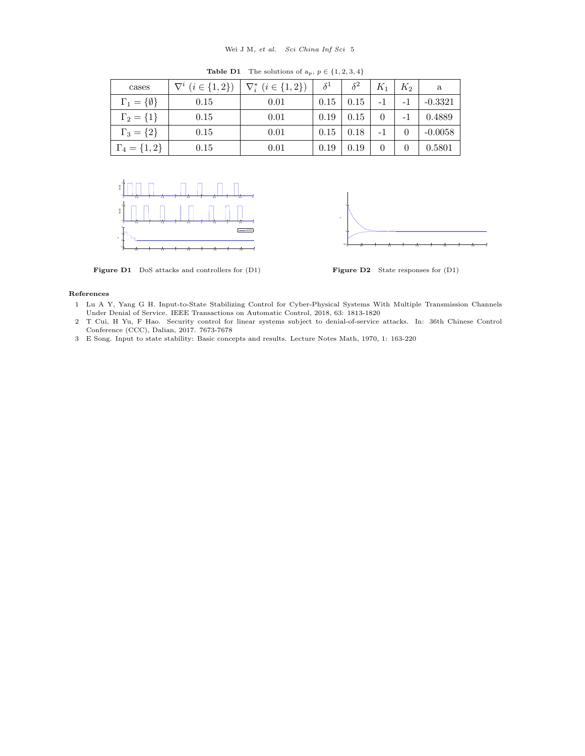**Table D1** The solutions of $a_p$, $p \in \{1, 2, 3, 4\}$

| cases | $\nabla^i$ $(i \in \{1, 2\})$ | $\nabla_i^*$ $(i \in \{1, 2\})$ | $\delta^1$ | $\delta^2$ | $K_1$ | $K_2$ | a |
|---|---|---|---|---|---|---|---|
| $\Gamma_1 = \{\emptyset\}$ | 0.15 | 0.01 | 0.15 | 0.15 | -1 | -1 | -0.3321 |
| $\Gamma_2 = \{1\}$ | 0.15 | 0.01 | 0.19 | 0.15 | 0 | -1 | 0.4889 |
| $\Gamma_3 = \{2\}$ | 0.15 | 0.01 | 0.15 | 0.18 | -1 | 0 | -0.0058 |
| $\Gamma_4 = \{1, 2\}$ | 0.15 | 0.01 | 0.19 | 0.19 | 0 | 0 | 0.5801 |

**Figure D1** DoS attacks and controllers for (D1)

**Figure D2** State responses for (D1)

**References**

1. Lu A Y, Yang G H. Input-to-State Stabilizing Control for Cyber-Physical Systems With Multiple Transmission Channels Under Denial of Service. IEEE Transactions on Automatic Control, 2018, 63: 1813-1820
2. T Cui, H Yu, F Hao. Security control for linear systems subject to denial-of-service attacks. In: 36th Chinese Control Conference (CCC), Dalian, 2017. 7673-7678
3. E Song. Input to state stability: Basic concepts and results. Lecture Notes Math, 1970, 1: 163-220